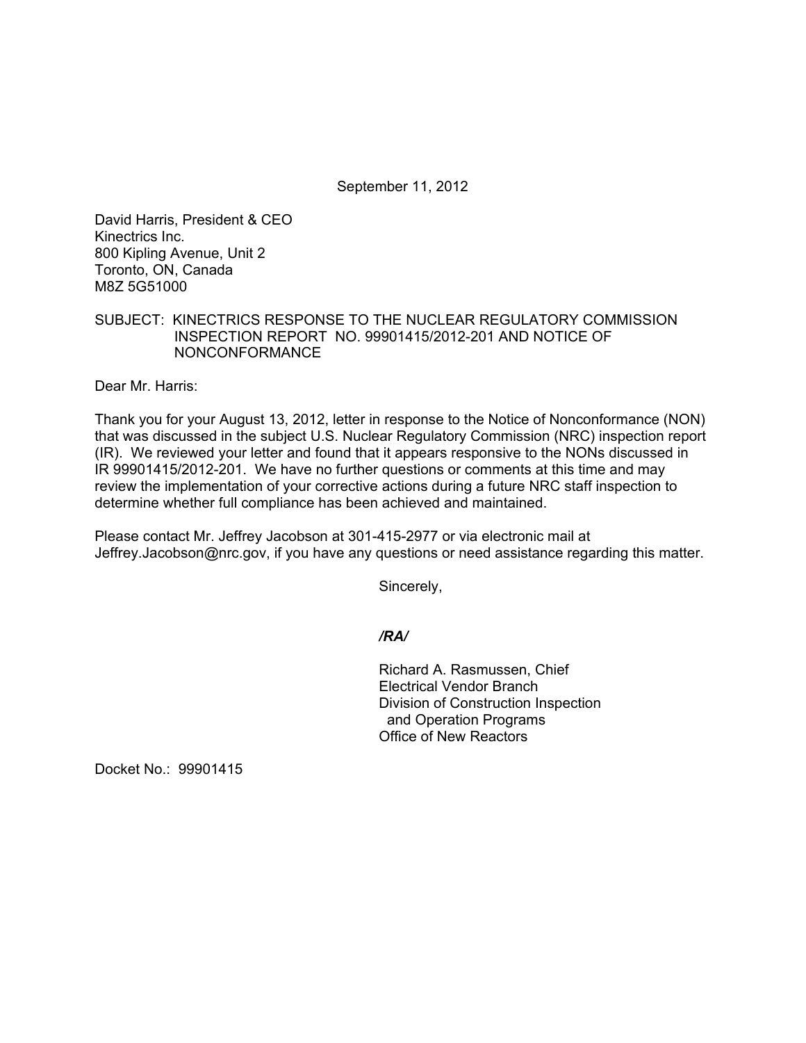September 11, 2012

David Harris, President & CEO
Kinectrics Inc.
800 Kipling Avenue, Unit 2
Toronto, ON, Canada
M8Z 5G51000

SUBJECT: KINECTRICS RESPONSE TO THE NUCLEAR REGULATORY COMMISSION INSPECTION REPORT NO. 99901415/2012-201 AND NOTICE OF NONCONFORMANCE

Dear Mr. Harris:

Thank you for your August 13, 2012, letter in response to the Notice of Nonconformance (NON) that was discussed in the subject U.S. Nuclear Regulatory Commission (NRC) inspection report (IR). We reviewed your letter and found that it appears responsive to the NONs discussed in IR 99901415/2012-201. We have no further questions or comments at this time and may review the implementation of your corrective actions during a future NRC staff inspection to determine whether full compliance has been achieved and maintained.

Please contact Mr. Jeffrey Jacobson at 301-415-2977 or via electronic mail at Jeffrey.Jacobson@nrc.gov, if you have any questions or need assistance regarding this matter.

Sincerely,

*/RA/*

Richard A. Rasmussen, Chief
Electrical Vendor Branch
Division of Construction Inspection
and Operation Programs
Office of New Reactors

Docket No.: 99901415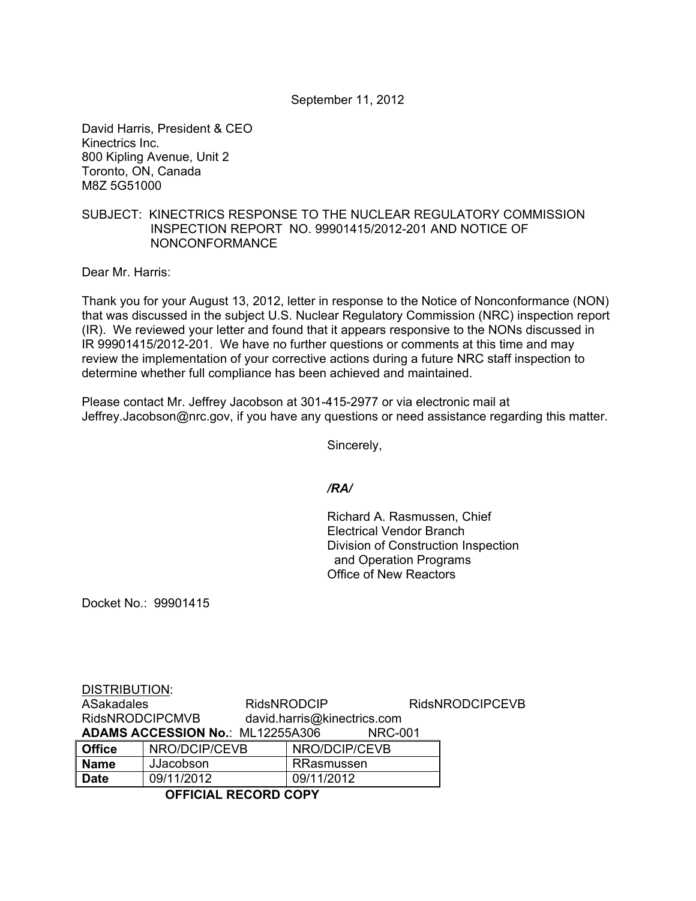September 11, 2012

David Harris, President & CEO
Kinectrics Inc.
800 Kipling Avenue, Unit 2
Toronto, ON, Canada
M8Z 5G51000

SUBJECT: KINECTRICS RESPONSE TO THE NUCLEAR REGULATORY COMMISSION INSPECTION REPORT NO. 99901415/2012-201 AND NOTICE OF NONCONFORMANCE

Dear Mr. Harris:

Thank you for your August 13, 2012, letter in response to the Notice of Nonconformance (NON) that was discussed in the subject U.S. Nuclear Regulatory Commission (NRC) inspection report (IR). We reviewed your letter and found that it appears responsive to the NONs discussed in IR 99901415/2012-201. We have no further questions or comments at this time and may review the implementation of your corrective actions during a future NRC staff inspection to determine whether full compliance has been achieved and maintained.

Please contact Mr. Jeffrey Jacobson at 301-415-2977 or via electronic mail at Jeffrey.Jacobson@nrc.gov, if you have any questions or need assistance regarding this matter.

Sincerely,

*/RA/*

Richard A. Rasmussen, Chief
Electrical Vendor Branch
Division of Construction Inspection
and Operation Programs
Office of New Reactors

Docket No.: 99901415

DISTRIBUTION:
ASakadales RidsNRODCIP RidsNRODCIPCEVB
RidsNRODCIPCMVB david.harris@kinectrics.com

**ADAMS ACCESSION No.**: ML12255A306 NRC-001

| | | |
|---|---|---|
| **Office** | NRO/DCIP/CEVB | NRO/DCIP/CEVB |
| **Name** | JJacobson | RRasmussen |
| **Date** | 09/11/2012 | 09/11/2012 |

**OFFICIAL RECORD COPY**